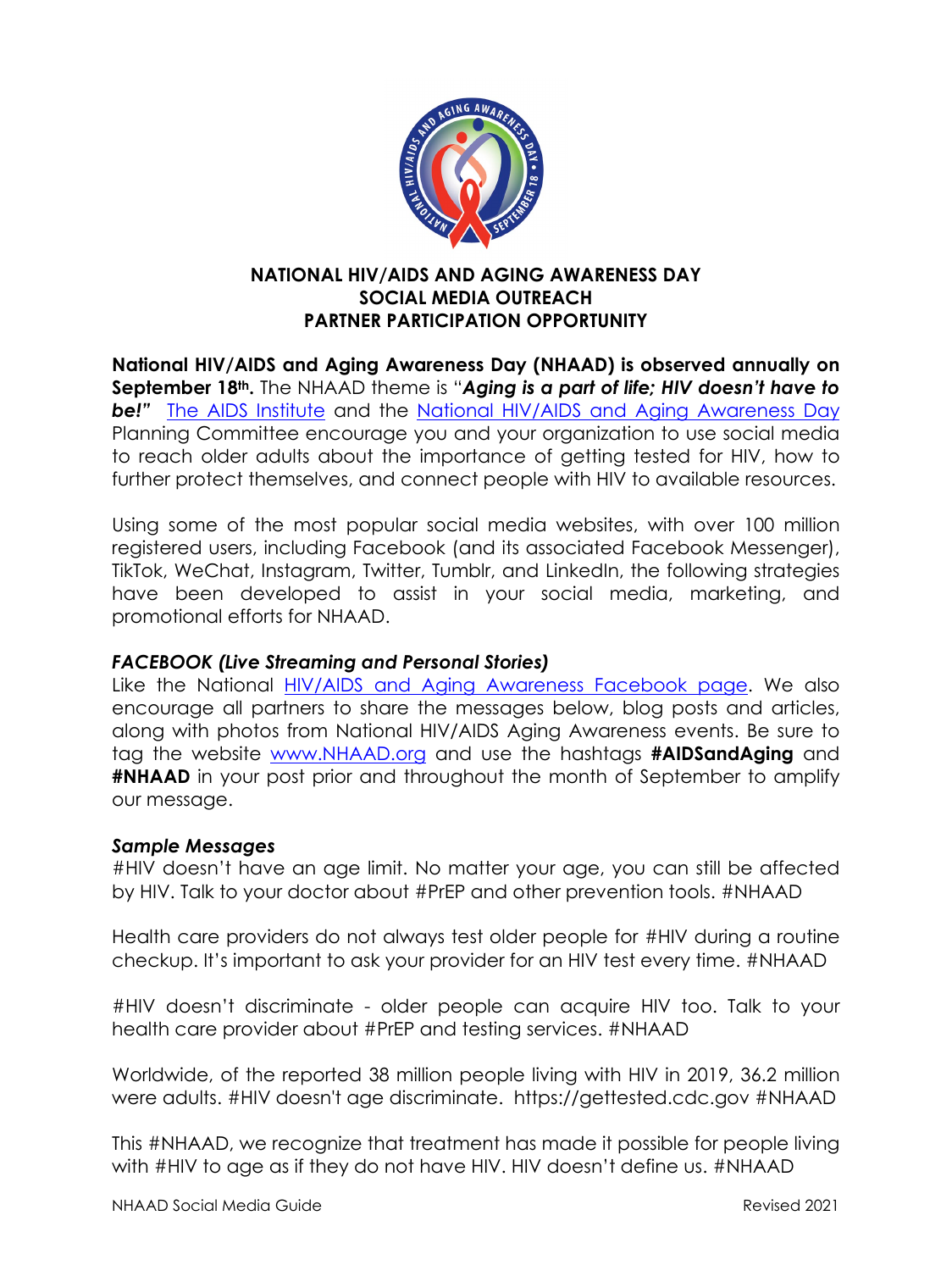# NATIONAL HIV/AIDS AND AGING AWARENESS DAY
# SOCIAL MEDIA OUTREACH
# PARTNER PARTICIPATION OPPORTUNITY

**National HIV/AIDS and Aging Awareness Day (NHAAD) is observed annually on September 18th.** The NHAAD theme is "***Aging is a part of life; HIV doesn't have to be!"*** The AIDS Institute and the National HIV/AIDS and Aging Awareness Day Planning Committee encourage you and your organization to use social media to reach older adults about the importance of getting tested for HIV, how to further protect themselves, and connect people with HIV to available resources.

Using some of the most popular social media websites, with over 100 million registered users, including Facebook (and its associated Facebook Messenger), TikTok, WeChat, Instagram, Twitter, Tumblr, and LinkedIn, the following strategies have been developed to assist in your social media, marketing, and promotional efforts for NHAAD.

### *FACEBOOK (Live Streaming and Personal Stories)*

Like the National HIV/AIDS and Aging Awareness Facebook page. We also encourage all partners to share the messages below, blog posts and articles, along with photos from National HIV/AIDS Aging Awareness events. Be sure to tag the website www.NHAAD.org and use the hashtags **#AIDSandAging** and **#NHAAD** in your post prior and throughout the month of September to amplify our message.

### *Sample Messages*

#HIV doesn't have an age limit. No matter your age, you can still be affected by HIV. Talk to your doctor about #PrEP and other prevention tools. #NHAAD

Health care providers do not always test older people for #HIV during a routine checkup. It's important to ask your provider for an HIV test every time. #NHAAD

#HIV doesn't discriminate - older people can acquire HIV too. Talk to your health care provider about #PrEP and testing services. #NHAAD

Worldwide, of the reported 38 million people living with HIV in 2019, 36.2 million were adults. #HIV doesn't age discriminate. https://gettested.cdc.gov #NHAAD

This #NHAAD, we recognize that treatment has made it possible for people living with #HIV to age as if they do not have HIV. HIV doesn't define us. #NHAAD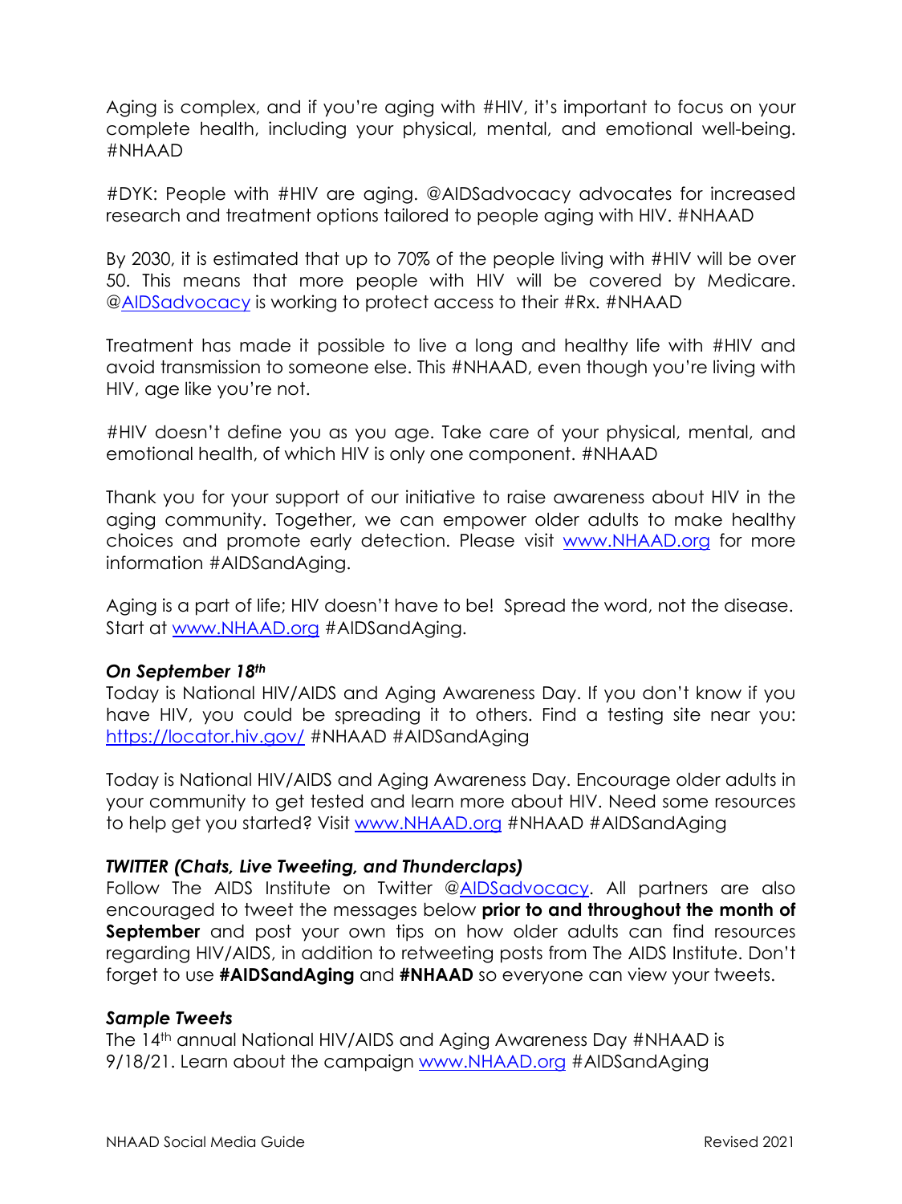Aging is complex, and if you're aging with #HIV, it's important to focus on your complete health, including your physical, mental, and emotional well-being. #NHAAD

#DYK: People with #HIV are aging. @AIDSadvocacy advocates for increased research and treatment options tailored to people aging with HIV. #NHAAD

By 2030, it is estimated that up to 70% of the people living with #HIV will be over 50. This means that more people with HIV will be covered by Medicare. @AIDSadvocacy is working to protect access to their #Rx. #NHAAD

Treatment has made it possible to live a long and healthy life with #HIV and avoid transmission to someone else. This #NHAAD, even though you're living with HIV, age like you're not.

#HIV doesn't define you as you age. Take care of your physical, mental, and emotional health, of which HIV is only one component. #NHAAD

Thank you for your support of our initiative to raise awareness about HIV in the aging community. Together, we can empower older adults to make healthy choices and promote early detection. Please visit www.NHAAD.org for more information #AIDSandAging.

Aging is a part of life; HIV doesn't have to be! Spread the word, not the disease. Start at www.NHAAD.org #AIDSandAging.

***On September 18th***

Today is National HIV/AIDS and Aging Awareness Day. If you don't know if you have HIV, you could be spreading it to others. Find a testing site near you: https://locator.hiv.gov/ #NHAAD #AIDSandAging

Today is National HIV/AIDS and Aging Awareness Day. Encourage older adults in your community to get tested and learn more about HIV. Need some resources to help get you started? Visit www.NHAAD.org #NHAAD #AIDSandAging

***TWITTER (Chats, Live Tweeting, and Thunderclaps)***

Follow The AIDS Institute on Twitter @AIDSadvocacy. All partners are also encouraged to tweet the messages below **prior to and throughout the month of September** and post your own tips on how older adults can find resources regarding HIV/AIDS, in addition to retweeting posts from The AIDS Institute. Don't forget to use **#AIDSandAging** and **#NHAAD** so everyone can view your tweets.

***Sample Tweets***

The 14th annual National HIV/AIDS and Aging Awareness Day #NHAAD is 9/18/21. Learn about the campaign www.NHAAD.org #AIDSandAging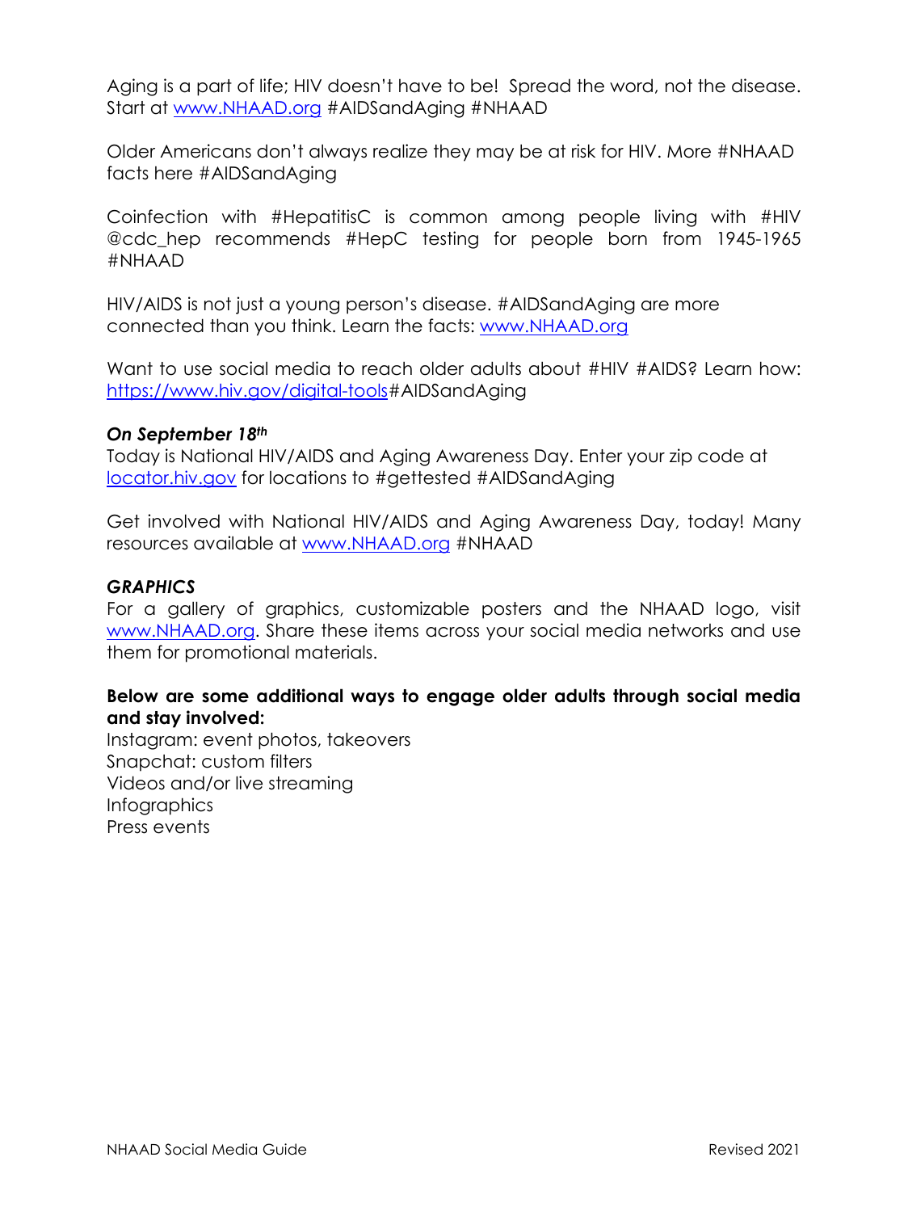Aging is a part of life; HIV doesn't have to be! Spread the word, not the disease. Start at www.NHAAD.org #AIDSandAging #NHAAD

Older Americans don't always realize they may be at risk for HIV. More #NHAAD facts here #AIDSandAging

Coinfection with #HepatitisC is common among people living with #HIV @cdc_hep recommends #HepC testing for people born from 1945-1965 #NHAAD

HIV/AIDS is not just a young person's disease. #AIDSandAging are more connected than you think. Learn the facts: www.NHAAD.org

Want to use social media to reach older adults about #HIV #AIDS? Learn how: https://www.hiv.gov/digital-tools#AIDSandAging

***On September 18th***

Today is National HIV/AIDS and Aging Awareness Day. Enter your zip code at locator.hiv.gov for locations to #gettested #AIDSandAging

Get involved with National HIV/AIDS and Aging Awareness Day, today! Many resources available at www.NHAAD.org #NHAAD

***GRAPHICS***

For a gallery of graphics, customizable posters and the NHAAD logo, visit www.NHAAD.org. Share these items across your social media networks and use them for promotional materials.

**Below are some additional ways to engage older adults through social media and stay involved:**

Instagram: event photos, takeovers
Snapchat: custom filters
Videos and/or live streaming
Infographics
Press events